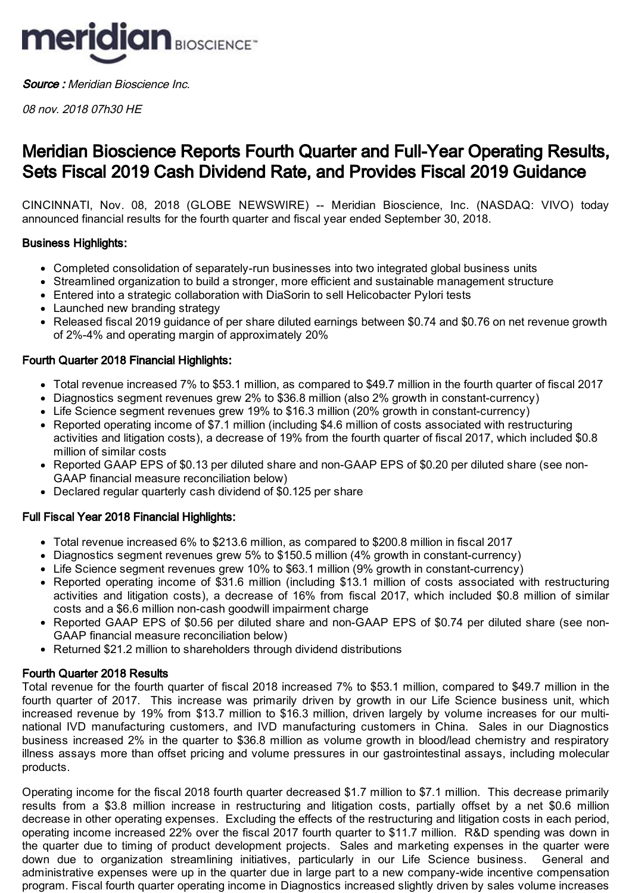meridian BIOSCIENCE™

***Source :*** *Meridian Bioscience Inc.*

*08 nov. 2018 07h30 HE*

# Meridian Bioscience Reports Fourth Quarter and Full-Year Operating Results, Sets Fiscal 2019 Cash Dividend Rate, and Provides Fiscal 2019 Guidance

CINCINNATI, Nov. 08, 2018 (GLOBE NEWSWIRE) -- Meridian Bioscience, Inc. (NASDAQ: VIVO) today announced financial results for the fourth quarter and fiscal year ended September 30, 2018.

**Business Highlights:**

- Completed consolidation of separately-run businesses into two integrated global business units
- Streamlined organization to build a stronger, more efficient and sustainable management structure
- Entered into a strategic collaboration with DiaSorin to sell Helicobacter Pylori tests
- Launched new branding strategy
- Released fiscal 2019 guidance of per share diluted earnings between $0.74 and $0.76 on net revenue growth of 2%-4% and operating margin of approximately 20%

**Fourth Quarter 2018 Financial Highlights:**

- Total revenue increased 7% to $53.1 million, as compared to $49.7 million in the fourth quarter of fiscal 2017
- Diagnostics segment revenues grew 2% to $36.8 million (also 2% growth in constant-currency)
- Life Science segment revenues grew 19% to $16.3 million (20% growth in constant-currency)
- Reported operating income of $7.1 million (including $4.6 million of costs associated with restructuring activities and litigation costs), a decrease of 19% from the fourth quarter of fiscal 2017, which included $0.8 million of similar costs
- Reported GAAP EPS of $0.13 per diluted share and non-GAAP EPS of $0.20 per diluted share (see non-GAAP financial measure reconciliation below)
- Declared regular quarterly cash dividend of $0.125 per share

**Full Fiscal Year 2018 Financial Highlights:**

- Total revenue increased 6% to $213.6 million, as compared to $200.8 million in fiscal 2017
- Diagnostics segment revenues grew 5% to $150.5 million (4% growth in constant-currency)
- Life Science segment revenues grew 10% to $63.1 million (9% growth in constant-currency)
- Reported operating income of $31.6 million (including $13.1 million of costs associated with restructuring activities and litigation costs), a decrease of 16% from fiscal 2017, which included $0.8 million of similar costs and a $6.6 million non-cash goodwill impairment charge
- Reported GAAP EPS of $0.56 per diluted share and non-GAAP EPS of $0.74 per diluted share (see non-GAAP financial measure reconciliation below)
- Returned $21.2 million to shareholders through dividend distributions

**Fourth Quarter 2018 Results**

Total revenue for the fourth quarter of fiscal 2018 increased 7% to $53.1 million, compared to $49.7 million in the fourth quarter of 2017. This increase was primarily driven by growth in our Life Science business unit, which increased revenue by 19% from $13.7 million to $16.3 million, driven largely by volume increases for our multi-national IVD manufacturing customers, and IVD manufacturing customers in China. Sales in our Diagnostics business increased 2% in the quarter to $36.8 million as volume growth in blood/lead chemistry and respiratory illness assays more than offset pricing and volume pressures in our gastrointestinal assays, including molecular products.

Operating income for the fiscal 2018 fourth quarter decreased $1.7 million to $7.1 million. This decrease primarily results from a $3.8 million increase in restructuring and litigation costs, partially offset by a net $0.6 million decrease in other operating expenses. Excluding the effects of the restructuring and litigation costs in each period, operating income increased 22% over the fiscal 2017 fourth quarter to $11.7 million. R&D spending was down in the quarter due to timing of product development projects. Sales and marketing expenses in the quarter were down due to organization streamlining initiatives, particularly in our Life Science business. General and administrative expenses were up in the quarter due in large part to a new company-wide incentive compensation program. Fiscal fourth quarter operating income in Diagnostics increased slightly driven by sales volume increases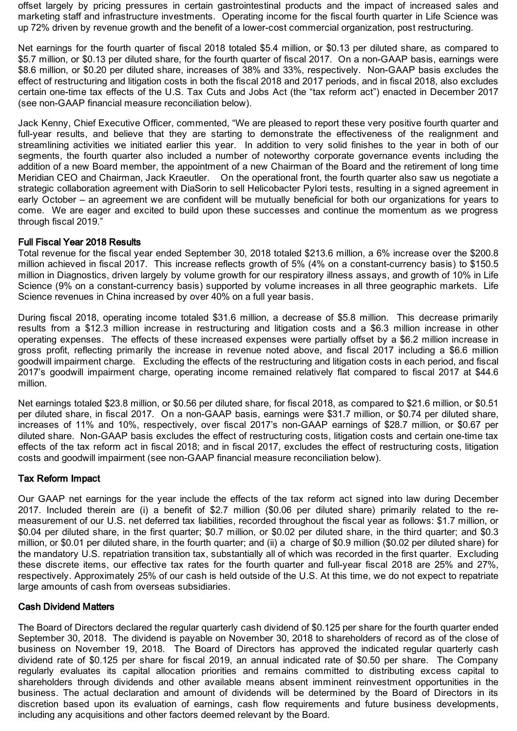offset largely by pricing pressures in certain gastrointestinal products and the impact of increased sales and marketing staff and infrastructure investments. Operating income for the fiscal fourth quarter in Life Science was up 72% driven by revenue growth and the benefit of a lower-cost commercial organization, post restructuring.

Net earnings for the fourth quarter of fiscal 2018 totaled $5.4 million, or $0.13 per diluted share, as compared to $5.7 million, or $0.13 per diluted share, for the fourth quarter of fiscal 2017. On a non-GAAP basis, earnings were $8.6 million, or $0.20 per diluted share, increases of 38% and 33%, respectively. Non-GAAP basis excludes the effect of restructuring and litigation costs in both the fiscal 2018 and 2017 periods, and in fiscal 2018, also excludes certain one-time tax effects of the U.S. Tax Cuts and Jobs Act (the "tax reform act") enacted in December 2017 (see non-GAAP financial measure reconciliation below).

Jack Kenny, Chief Executive Officer, commented, "We are pleased to report these very positive fourth quarter and full-year results, and believe that they are starting to demonstrate the effectiveness of the realignment and streamlining activities we initiated earlier this year. In addition to very solid finishes to the year in both of our segments, the fourth quarter also included a number of noteworthy corporate governance events including the addition of a new Board member, the appointment of a new Chairman of the Board and the retirement of long time Meridian CEO and Chairman, Jack Kraeutler. On the operational front, the fourth quarter also saw us negotiate a strategic collaboration agreement with DiaSorin to sell Helicobacter Pylori tests, resulting in a signed agreement in early October – an agreement we are confident will be mutually beneficial for both our organizations for years to come. We are eager and excited to build upon these successes and continue the momentum as we progress through fiscal 2019."

**Full Fiscal Year 2018 Results**

Total revenue for the fiscal year ended September 30, 2018 totaled $213.6 million, a 6% increase over the $200.8 million achieved in fiscal 2017. This increase reflects growth of 5% (4% on a constant-currency basis) to $150.5 million in Diagnostics, driven largely by volume growth for our respiratory illness assays, and growth of 10% in Life Science (9% on a constant-currency basis) supported by volume increases in all three geographic markets. Life Science revenues in China increased by over 40% on a full year basis.

During fiscal 2018, operating income totaled $31.6 million, a decrease of $5.8 million. This decrease primarily results from a $12.3 million increase in restructuring and litigation costs and a $6.3 million increase in other operating expenses. The effects of these increased expenses were partially offset by a $6.2 million increase in gross profit, reflecting primarily the increase in revenue noted above, and fiscal 2017 including a $6.6 million goodwill impairment charge. Excluding the effects of the restructuring and litigation costs in each period, and fiscal 2017's goodwill impairment charge, operating income remained relatively flat compared to fiscal 2017 at $44.6 million.

Net earnings totaled $23.8 million, or $0.56 per diluted share, for fiscal 2018, as compared to $21.6 million, or $0.51 per diluted share, in fiscal 2017. On a non-GAAP basis, earnings were $31.7 million, or $0.74 per diluted share, increases of 11% and 10%, respectively, over fiscal 2017's non-GAAP earnings of $28.7 million, or $0.67 per diluted share. Non-GAAP basis excludes the effect of restructuring costs, litigation costs and certain one-time tax effects of the tax reform act in fiscal 2018; and in fiscal 2017, excludes the effect of restructuring costs, litigation costs and goodwill impairment (see non-GAAP financial measure reconciliation below).

**Tax Reform Impact**

Our GAAP net earnings for the year include the effects of the tax reform act signed into law during December 2017. Included therein are (i) a benefit of $2.7 million ($0.06 per diluted share) primarily related to the re-measurement of our U.S. net deferred tax liabilities, recorded throughout the fiscal year as follows: $1.7 million, or $0.04 per diluted share, in the first quarter; $0.7 million, or $0.02 per diluted share, in the third quarter; and $0.3 million, or $0.01 per diluted share, in the fourth quarter; and (ii) a charge of $0.9 million ($0.02 per diluted share) for the mandatory U.S. repatriation transition tax, substantially all of which was recorded in the first quarter. Excluding these discrete items, our effective tax rates for the fourth quarter and full-year fiscal 2018 are 25% and 27%, respectively. Approximately 25% of our cash is held outside of the U.S. At this time, we do not expect to repatriate large amounts of cash from overseas subsidiaries.

**Cash Dividend Matters**

The Board of Directors declared the regular quarterly cash dividend of $0.125 per share for the fourth quarter ended September 30, 2018. The dividend is payable on November 30, 2018 to shareholders of record as of the close of business on November 19, 2018. The Board of Directors has approved the indicated regular quarterly cash dividend rate of $0.125 per share for fiscal 2019, an annual indicated rate of $0.50 per share. The Company regularly evaluates its capital allocation priorities and remains committed to distributing excess capital to shareholders through dividends and other available means absent imminent reinvestment opportunities in the business. The actual declaration and amount of dividends will be determined by the Board of Directors in its discretion based upon its evaluation of earnings, cash flow requirements and future business developments, including any acquisitions and other factors deemed relevant by the Board.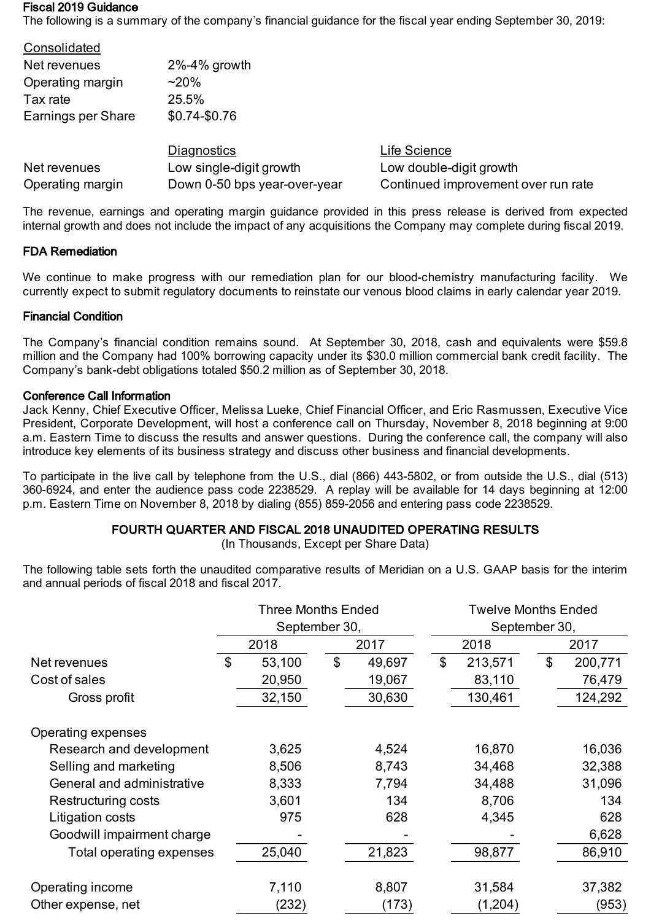**Fiscal 2019 Guidance**

The following is a summary of the company's financial guidance for the fiscal year ending September 30, 2019:

| Consolidated | |
|---|---|
| Net revenues | 2%-4% growth |
| Operating margin | ~20% |
| Tax rate | 25.5% |
| Earnings per Share | $0.74-$0.76 |

| | Diagnostics | Life Science |
|---|---|---|
| Net revenues | Low single-digit growth | Low double-digit growth |
| Operating margin | Down 0-50 bps year-over-year | Continued improvement over run rate |

The revenue, earnings and operating margin guidance provided in this press release is derived from expected internal growth and does not include the impact of any acquisitions the Company may complete during fiscal 2019.

**FDA Remediation**

We continue to make progress with our remediation plan for our blood-chemistry manufacturing facility. We currently expect to submit regulatory documents to reinstate our venous blood claims in early calendar year 2019.

**Financial Condition**

The Company's financial condition remains sound. At September 30, 2018, cash and equivalents were $59.8 million and the Company had 100% borrowing capacity under its $30.0 million commercial bank credit facility. The Company's bank-debt obligations totaled $50.2 million as of September 30, 2018.

**Conference Call Information**

Jack Kenny, Chief Executive Officer, Melissa Lueke, Chief Financial Officer, and Eric Rasmussen, Executive Vice President, Corporate Development, will host a conference call on Thursday, November 8, 2018 beginning at 9:00 a.m. Eastern Time to discuss the results and answer questions. During the conference call, the company will also introduce key elements of its business strategy and discuss other business and financial developments.

To participate in the live call by telephone from the U.S., dial (866) 443-5802, or from outside the U.S., dial (513) 360-6924, and enter the audience pass code 2238529. A replay will be available for 14 days beginning at 12:00 p.m. Eastern Time on November 8, 2018 by dialing (855) 859-2056 and entering pass code 2238529.

## FOURTH QUARTER AND FISCAL 2018 UNAUDITED OPERATING RESULTS

(In Thousands, Except per Share Data)

The following table sets forth the unaudited comparative results of Meridian on a U.S. GAAP basis for the interim and annual periods of fiscal 2018 and fiscal 2017.

| | Three Months Ended September 30, | | Twelve Months Ended September 30, | |
|---|---|---|---|---|
| | 2018 | 2017 | 2018 | 2017 |
| Net revenues | $ 53,100 | $ 49,697 | $ 213,571 | $ 200,771 |
| Cost of sales | 20,950 | 19,067 | 83,110 | 76,479 |
| Gross profit | 32,150 | 30,630 | 130,461 | 124,292 |
| Operating expenses | | | | |
| Research and development | 3,625 | 4,524 | 16,870 | 16,036 |
| Selling and marketing | 8,506 | 8,743 | 34,468 | 32,388 |
| General and administrative | 8,333 | 7,794 | 34,488 | 31,096 |
| Restructuring costs | 3,601 | 134 | 8,706 | 134 |
| Litigation costs | 975 | 628 | 4,345 | 628 |
| Goodwill impairment charge | - | - | - | 6,628 |
| Total operating expenses | 25,040 | 21,823 | 98,877 | 86,910 |
| Operating income | 7,110 | 8,807 | 31,584 | 37,382 |
| Other expense, net | (232) | (173) | (1,204) | (953) |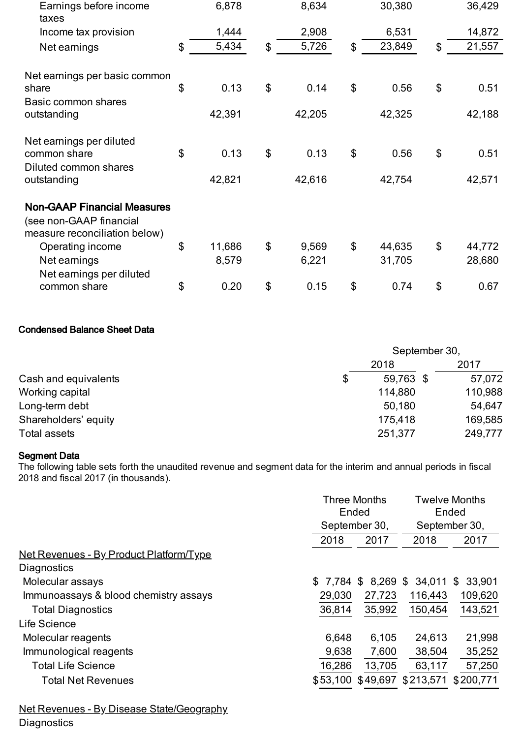| | | | | |
|---|---|---|---|---|
| Earnings before income taxes | 6,878 | 8,634 | 30,380 | 36,429 |
| Income tax provision | 1,444 | 2,908 | 6,531 | 14,872 |
| Net earnings | $ 5,434 | $ 5,726 | $ 23,849 | $ 21,557 |
| | | | | |
| Net earnings per basic common share | $ 0.13 | $ 0.14 | $ 0.56 | $ 0.51 |
| Basic common shares outstanding | 42,391 | 42,205 | 42,325 | 42,188 |
| | | | | |
| Net earnings per diluted common share | $ 0.13 | $ 0.13 | $ 0.56 | $ 0.51 |
| Diluted common shares outstanding | 42,821 | 42,616 | 42,754 | 42,571 |
| | | | | |
| **Non-GAAP Financial Measures** (see non-GAAP financial measure reconciliation below) | | | | |
| Operating income | $ 11,686 | $ 9,569 | $ 44,635 | $ 44,772 |
| Net earnings | 8,579 | 6,221 | 31,705 | 28,680 |
| Net earnings per diluted common share | $ 0.20 | $ 0.15 | $ 0.74 | $ 0.67 |

**Condensed Balance Sheet Data**

| | September 30, 2018 | September 30, 2017 |
|---|---|---|
| Cash and equivalents | $ 59,763 | $ 57,072 |
| Working capital | 114,880 | 110,988 |
| Long-term debt | 50,180 | 54,647 |
| Shareholders' equity | 175,418 | 169,585 |
| Total assets | 251,377 | 249,777 |

**Segment Data**

The following table sets forth the unaudited revenue and segment data for the interim and annual periods in fiscal 2018 and fiscal 2017 (in thousands).

| | Three Months Ended September 30, | | Twelve Months Ended September 30, | |
|---|---|---|---|---|
| | 2018 | 2017 | 2018 | 2017 |
| Net Revenues - By Product Platform/Type | | | | |
| Diagnostics | | | | |
| Molecular assays | $ 7,784 | $ 8,269 | $ 34,011 | $ 33,901 |
| Immunoassays & blood chemistry assays | 29,030 | 27,723 | 116,443 | 109,620 |
| Total Diagnostics | 36,814 | 35,992 | 150,454 | 143,521 |
| Life Science | | | | |
| Molecular reagents | 6,648 | 6,105 | 24,613 | 21,998 |
| Immunological reagents | 9,638 | 7,600 | 38,504 | 35,252 |
| Total Life Science | 16,286 | 13,705 | 63,117 | 57,250 |
| Total Net Revenues | $53,100 | $49,697 | $213,571 | $200,771 |
| | | | | |
| Net Revenues - By Disease State/Geography | | | | |
| Diagnostics | | | | |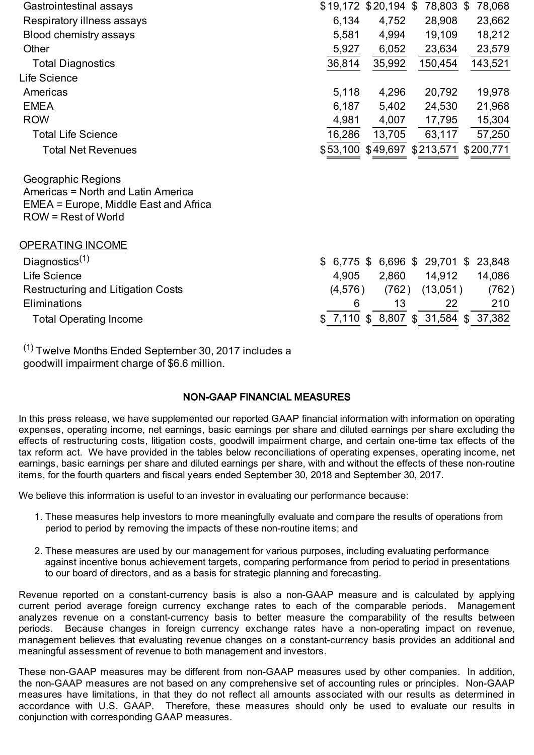| | | | | |
|---|---|---|---|---|
| Gastrointestinal assays | $19,172 | $20,194 | $ 78,803 | $ 78,068 |
| Respiratory illness assays | 6,134 | 4,752 | 28,908 | 23,662 |
| Blood chemistry assays | 5,581 | 4,994 | 19,109 | 18,212 |
| Other | 5,927 | 6,052 | 23,634 | 23,579 |
| Total Diagnostics | 36,814 | 35,992 | 150,454 | 143,521 |
| Life Science | | | | |
| Americas | 5,118 | 4,296 | 20,792 | 19,978 |
| EMEA | 6,187 | 5,402 | 24,530 | 21,968 |
| ROW | 4,981 | 4,007 | 17,795 | 15,304 |
| Total Life Science | 16,286 | 13,705 | 63,117 | 57,250 |
| Total Net Revenues | $53,100 | $49,697 | $213,571 | $200,771 |

Geographic Regions
Americas = North and Latin America
EMEA = Europe, Middle East and Africa
ROW = Rest of World

| OPERATING INCOME | | | | |
|---|---|---|---|---|
| Diagnostics[1] | $ 6,775 | $ 6,696 | $ 29,701 | $ 23,848 |
| Life Science | 4,905 | 2,860 | 14,912 | 14,086 |
| Restructuring and Litigation Costs | (4,576) | (762) | (13,051) | (762) |
| Eliminations | 6 | 13 | 22 | 210 |
| Total Operating Income | $ 7,110 | $ 8,807 | $ 31,584 | $ 37,382 |

[1] Twelve Months Ended September 30, 2017 includes a goodwill impairment charge of $6.6 million.

## NON-GAAP FINANCIAL MEASURES

In this press release, we have supplemented our reported GAAP financial information with information on operating expenses, operating income, net earnings, basic earnings per share and diluted earnings per share excluding the effects of restructuring costs, litigation costs, goodwill impairment charge, and certain one-time tax effects of the tax reform act. We have provided in the tables below reconciliations of operating expenses, operating income, net earnings, basic earnings per share and diluted earnings per share, with and without the effects of these non-routine items, for the fourth quarters and fiscal years ended September 30, 2018 and September 30, 2017.

We believe this information is useful to an investor in evaluating our performance because:

1. These measures help investors to more meaningfully evaluate and compare the results of operations from period to period by removing the impacts of these non-routine items; and

2. These measures are used by our management for various purposes, including evaluating performance against incentive bonus achievement targets, comparing performance from period to period in presentations to our board of directors, and as a basis for strategic planning and forecasting.

Revenue reported on a constant-currency basis is also a non-GAAP measure and is calculated by applying current period average foreign currency exchange rates to each of the comparable periods. Management analyzes revenue on a constant-currency basis to better measure the comparability of the results between periods. Because changes in foreign currency exchange rates have a non-operating impact on revenue, management believes that evaluating revenue changes on a constant-currency basis provides an additional and meaningful assessment of revenue to both management and investors.

These non-GAAP measures may be different from non-GAAP measures used by other companies. In addition, the non-GAAP measures are not based on any comprehensive set of accounting rules or principles. Non-GAAP measures have limitations, in that they do not reflect all amounts associated with our results as determined in accordance with U.S. GAAP. Therefore, these measures should only be used to evaluate our results in conjunction with corresponding GAAP measures.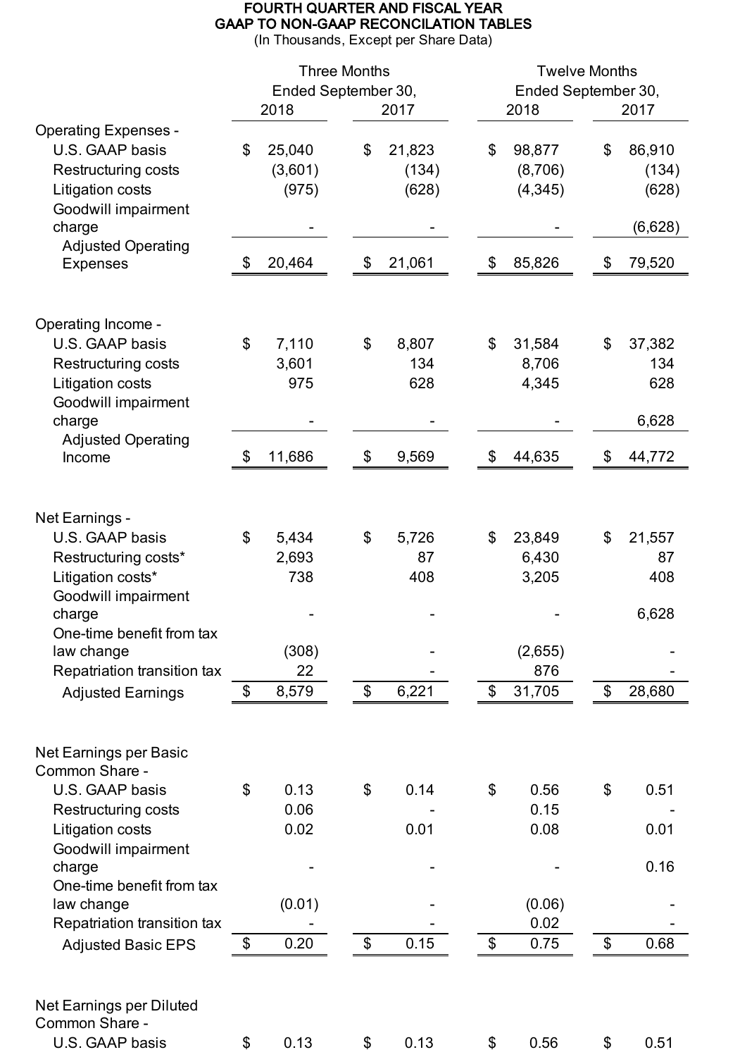# FOURTH QUARTER AND FISCAL YEAR
## GAAP TO NON-GAAP RECONCILATION TABLES
(In Thousands, Except per Share Data)

| | Three Months Ended September 30, | | Twelve Months Ended September 30, | |
|---|---|---|---|---|
| | 2018 | 2017 | 2018 | 2017 |
| **Operating Expenses -** | | | | |
| U.S. GAAP basis | $ 25,040 | $ 21,823 | $ 98,877 | $ 86,910 |
| Restructuring costs | (3,601) | (134) | (8,706) | (134) |
| Litigation costs | (975) | (628) | (4,345) | (628) |
| Goodwill impairment charge | - | - | - | (6,628) |
| Adjusted Operating Expenses | $ 20,464 | $ 21,061 | $ 85,826 | $ 79,520 |
| | | | | |
| **Operating Income -** | | | | |
| U.S. GAAP basis | $ 7,110 | $ 8,807 | $ 31,584 | $ 37,382 |
| Restructuring costs | 3,601 | 134 | 8,706 | 134 |
| Litigation costs | 975 | 628 | 4,345 | 628 |
| Goodwill impairment charge | - | - | - | 6,628 |
| Adjusted Operating Income | $ 11,686 | $ 9,569 | $ 44,635 | $ 44,772 |
| | | | | |
| **Net Earnings -** | | | | |
| U.S. GAAP basis | $ 5,434 | $ 5,726 | $ 23,849 | $ 21,557 |
| Restructuring costs* | 2,693 | 87 | 6,430 | 87 |
| Litigation costs* | 738 | 408 | 3,205 | 408 |
| Goodwill impairment charge | - | - | - | 6,628 |
| One-time benefit from tax law change | (308) | - | (2,655) | - |
| Repatriation transition tax | 22 | - | 876 | - |
| Adjusted Earnings | $ 8,579 | $ 6,221 | $ 31,705 | $ 28,680 |
| | | | | |
| **Net Earnings per Basic Common Share -** | | | | |
| U.S. GAAP basis | $ 0.13 | $ 0.14 | $ 0.56 | $ 0.51 |
| Restructuring costs | 0.06 | - | 0.15 | - |
| Litigation costs | 0.02 | 0.01 | 0.08 | 0.01 |
| Goodwill impairment charge | - | - | - | 0.16 |
| One-time benefit from tax law change | (0.01) | - | (0.06) | - |
| Repatriation transition tax | - | - | 0.02 | - |
| Adjusted Basic EPS | $ 0.20 | $ 0.15 | $ 0.75 | $ 0.68 |
| | | | | |
| **Net Earnings per Diluted Common Share -** | | | | |
| U.S. GAAP basis | $ 0.13 | $ 0.13 | $ 0.56 | $ 0.51 |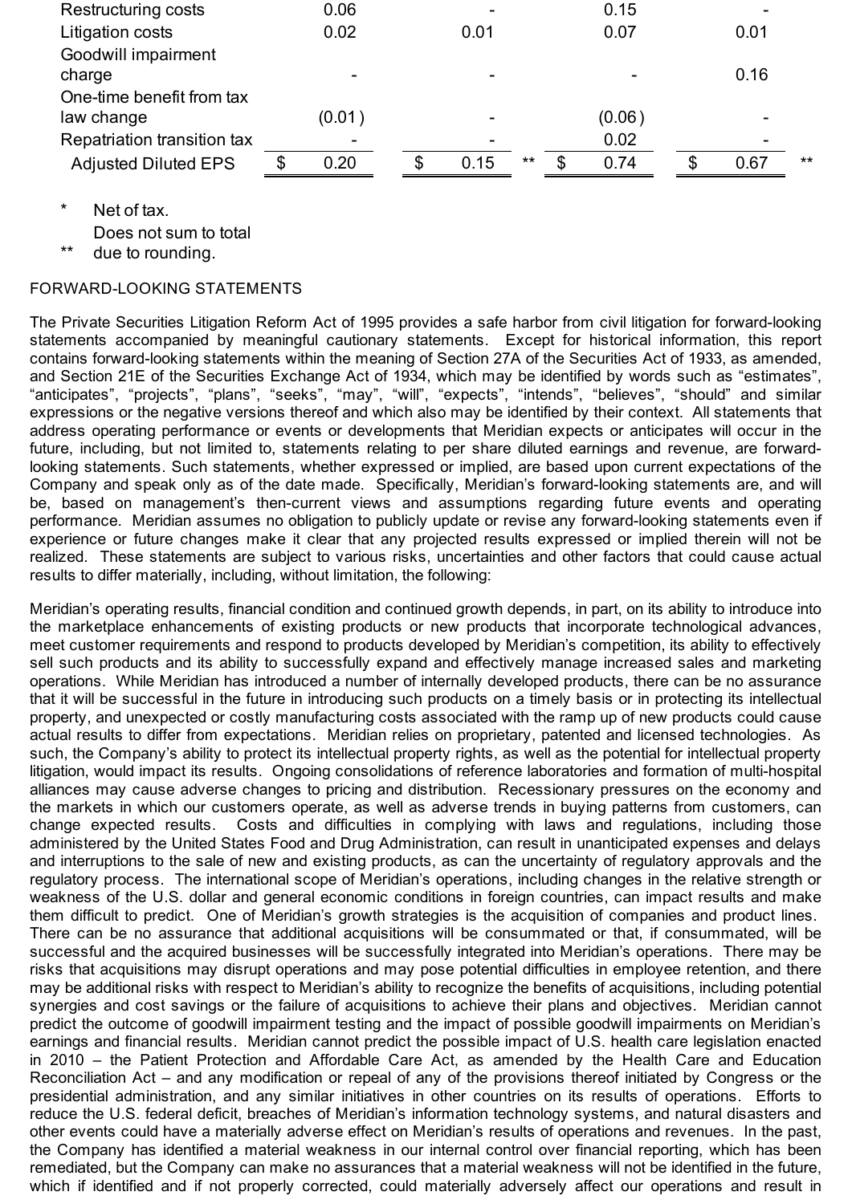| | | | | | |
|---|---|---|---|---|---|
| Restructuring costs | 0.06 | - | | 0.15 | - | |
| Litigation costs | 0.02 | 0.01 | | 0.07 | 0.01 | |
| Goodwill impairment charge | - | - | | - | 0.16 | |
| One-time benefit from tax law change | (0.01) | - | | (0.06) | - | |
| Repatriation transition tax | - | - | | 0.02 | - | |
| Adjusted Diluted EPS | $ 0.20 | $ 0.15 | ** | $ 0.74 | $ 0.67 | ** |

\* Net of tax.

\*\* Does not sum to total due to rounding.

FORWARD-LOOKING STATEMENTS

The Private Securities Litigation Reform Act of 1995 provides a safe harbor from civil litigation for forward-looking statements accompanied by meaningful cautionary statements. Except for historical information, this report contains forward-looking statements within the meaning of Section 27A of the Securities Act of 1933, as amended, and Section 21E of the Securities Exchange Act of 1934, which may be identified by words such as "estimates", "anticipates", "projects", "plans", "seeks", "may", "will", "expects", "intends", "believes", "should" and similar expressions or the negative versions thereof and which also may be identified by their context. All statements that address operating performance or events or developments that Meridian expects or anticipates will occur in the future, including, but not limited to, statements relating to per share diluted earnings and revenue, are forward-looking statements. Such statements, whether expressed or implied, are based upon current expectations of the Company and speak only as of the date made. Specifically, Meridian's forward-looking statements are, and will be, based on management's then-current views and assumptions regarding future events and operating performance. Meridian assumes no obligation to publicly update or revise any forward-looking statements even if experience or future changes make it clear that any projected results expressed or implied therein will not be realized. These statements are subject to various risks, uncertainties and other factors that could cause actual results to differ materially, including, without limitation, the following:

Meridian's operating results, financial condition and continued growth depends, in part, on its ability to introduce into the marketplace enhancements of existing products or new products that incorporate technological advances, meet customer requirements and respond to products developed by Meridian's competition, its ability to effectively sell such products and its ability to successfully expand and effectively manage increased sales and marketing operations. While Meridian has introduced a number of internally developed products, there can be no assurance that it will be successful in the future in introducing such products on a timely basis or in protecting its intellectual property, and unexpected or costly manufacturing costs associated with the ramp up of new products could cause actual results to differ from expectations. Meridian relies on proprietary, patented and licensed technologies. As such, the Company's ability to protect its intellectual property rights, as well as the potential for intellectual property litigation, would impact its results. Ongoing consolidations of reference laboratories and formation of multi-hospital alliances may cause adverse changes to pricing and distribution. Recessionary pressures on the economy and the markets in which our customers operate, as well as adverse trends in buying patterns from customers, can change expected results. Costs and difficulties in complying with laws and regulations, including those administered by the United States Food and Drug Administration, can result in unanticipated expenses and delays and interruptions to the sale of new and existing products, as can the uncertainty of regulatory approvals and the regulatory process. The international scope of Meridian's operations, including changes in the relative strength or weakness of the U.S. dollar and general economic conditions in foreign countries, can impact results and make them difficult to predict. One of Meridian's growth strategies is the acquisition of companies and product lines. There can be no assurance that additional acquisitions will be consummated or that, if consummated, will be successful and the acquired businesses will be successfully integrated into Meridian's operations. There may be risks that acquisitions may disrupt operations and may pose potential difficulties in employee retention, and there may be additional risks with respect to Meridian's ability to recognize the benefits of acquisitions, including potential synergies and cost savings or the failure of acquisitions to achieve their plans and objectives. Meridian cannot predict the outcome of goodwill impairment testing and the impact of possible goodwill impairments on Meridian's earnings and financial results. Meridian cannot predict the possible impact of U.S. health care legislation enacted in 2010 – the Patient Protection and Affordable Care Act, as amended by the Health Care and Education Reconciliation Act – and any modification or repeal of any of the provisions thereof initiated by Congress or the presidential administration, and any similar initiatives in other countries on its results of operations. Efforts to reduce the U.S. federal deficit, breaches of Meridian's information technology systems, and natural disasters and other events could have a materially adverse effect on Meridian's results of operations and revenues. In the past, the Company has identified a material weakness in our internal control over financial reporting, which has been remediated, but the Company can make no assurances that a material weakness will not be identified in the future, which if identified and if not properly corrected, could materially adversely affect our operations and result in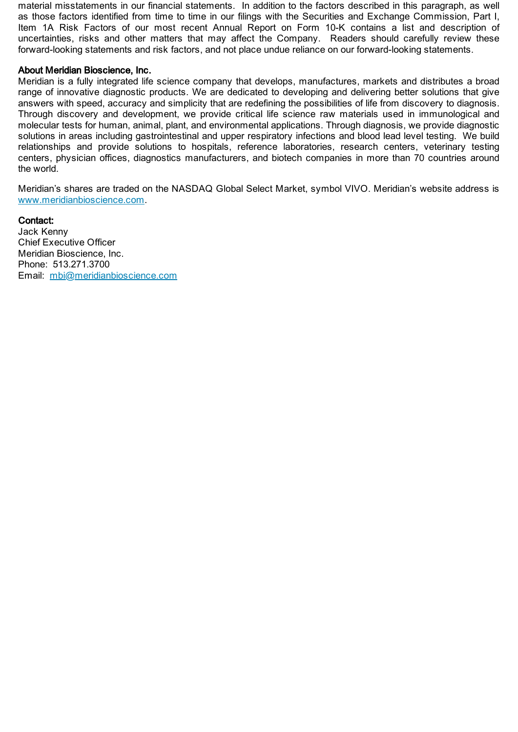material misstatements in our financial statements. In addition to the factors described in this paragraph, as well as those factors identified from time to time in our filings with the Securities and Exchange Commission, Part I, Item 1A Risk Factors of our most recent Annual Report on Form 10-K contains a list and description of uncertainties, risks and other matters that may affect the Company. Readers should carefully review these forward-looking statements and risk factors, and not place undue reliance on our forward-looking statements.

**About Meridian Bioscience, Inc.**

Meridian is a fully integrated life science company that develops, manufactures, markets and distributes a broad range of innovative diagnostic products. We are dedicated to developing and delivering better solutions that give answers with speed, accuracy and simplicity that are redefining the possibilities of life from discovery to diagnosis. Through discovery and development, we provide critical life science raw materials used in immunological and molecular tests for human, animal, plant, and environmental applications. Through diagnosis, we provide diagnostic solutions in areas including gastrointestinal and upper respiratory infections and blood lead level testing. We build relationships and provide solutions to hospitals, reference laboratories, research centers, veterinary testing centers, physician offices, diagnostics manufacturers, and biotech companies in more than 70 countries around the world.

Meridian's shares are traded on the NASDAQ Global Select Market, symbol VIVO. Meridian's website address is www.meridianbioscience.com.

**Contact:**

Jack Kenny
Chief Executive Officer
Meridian Bioscience, Inc.
Phone: 513.271.3700
Email: mbi@meridianbioscience.com